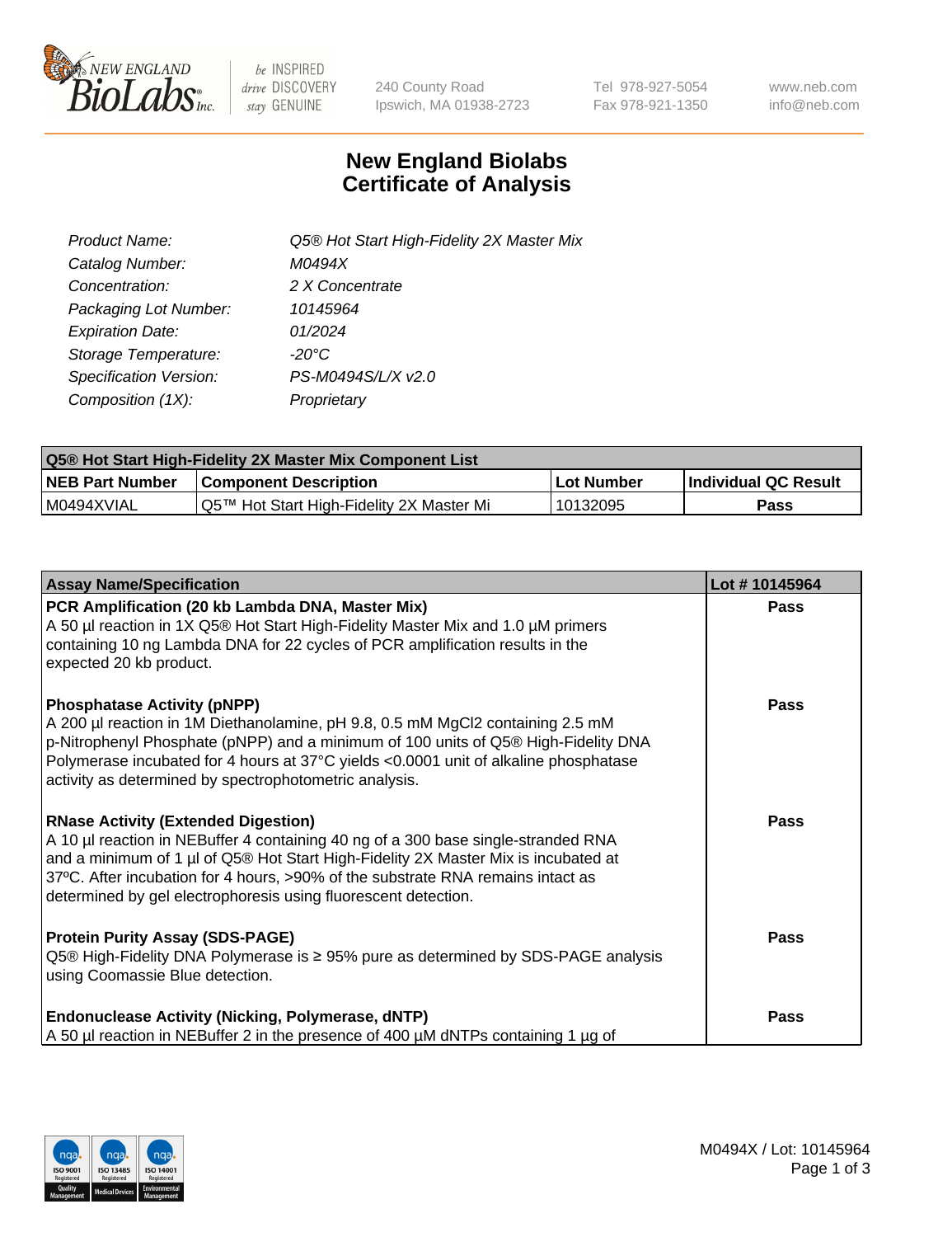# New England Biolabs Certificate of Analysis

| | |
|---|---|
| *Product Name:* | *Q5® Hot Start High-Fidelity 2X Master Mix* |
| *Catalog Number:* | *M0494X* |
| *Concentration:* | *2 X Concentrate* |
| *Packaging Lot Number:* | *10145964* |
| *Expiration Date:* | *01/2024* |
| *Storage Temperature:* | *-20°C* |
| *Specification Version:* | *PS-M0494S/L/X v2.0* |
| *Composition (1X):* | *Proprietary* |

| Q5® Hot Start High-Fidelity 2X Master Mix Component List | | | |
|---|---|---|---|
| **NEB Part Number** | **Component Description** | **Lot Number** | **Individual QC Result** |
| M0494XVIAL | Q5™ Hot Start High-Fidelity 2X Master Mi | 10132095 | **Pass** |

| Assay Name/Specification | Lot # 10145964 |
|---|---|
| **PCR Amplification (20 kb Lambda DNA, Master Mix)**<br>A 50 µl reaction in 1X Q5® Hot Start High-Fidelity Master Mix and 1.0 µM primers containing 10 ng Lambda DNA for 22 cycles of PCR amplification results in the expected 20 kb product. | **Pass** |
| **Phosphatase Activity (pNPP)**<br>A 200 µl reaction in 1M Diethanolamine, pH 9.8, 0.5 mM $MgCl_2$ containing 2.5 mM p-Nitrophenyl Phosphate (pNPP) and a minimum of 100 units of Q5® High-Fidelity DNA Polymerase incubated for 4 hours at 37°C yields <0.0001 unit of alkaline phosphatase activity as determined by spectrophotometric analysis. | **Pass** |
| **RNase Activity (Extended Digestion)**<br>A 10 µl reaction in NEBuffer 4 containing 40 ng of a 300 base single-stranded RNA and a minimum of 1 µl of Q5® Hot Start High-Fidelity 2X Master Mix is incubated at 37ºC. After incubation for 4 hours, >90% of the substrate RNA remains intact as determined by gel electrophoresis using fluorescent detection. | **Pass** |
| **Protein Purity Assay (SDS-PAGE)**<br>Q5® High-Fidelity DNA Polymerase is ≥ 95% pure as determined by SDS-PAGE analysis using Coomassie Blue detection. | **Pass** |
| **Endonuclease Activity (Nicking, Polymerase, dNTP)**<br>A 50 µl reaction in NEBuffer 2 in the presence of 400 µM dNTPs containing 1 µg of | **Pass** |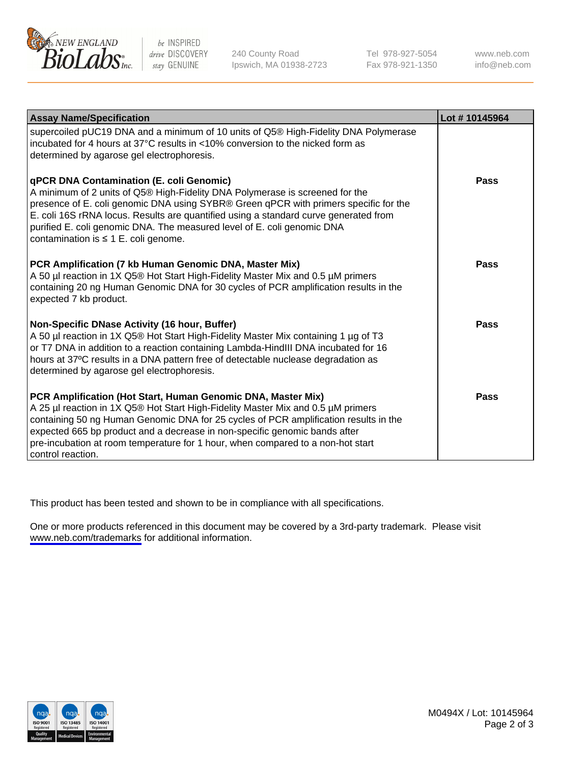| Assay Name/Specification | Lot # 10145964 |
| --- | --- |
| supercoiled pUC19 DNA and a minimum of 10 units of Q5® High-Fidelity DNA Polymerase incubated for 4 hours at 37°C results in <10% conversion to the nicked form as determined by agarose gel electrophoresis. | |
| **qPCR DNA Contamination (E. coli Genomic)**<br>A minimum of 2 units of Q5® High-Fidelity DNA Polymerase is screened for the presence of E. coli genomic DNA using SYBR® Green qPCR with primers specific for the E. coli 16S rRNA locus. Results are quantified using a standard curve generated from purified E. coli genomic DNA. The measured level of E. coli genomic DNA contamination is ≤ 1 E. coli genome. | Pass |
| **PCR Amplification (7 kb Human Genomic DNA, Master Mix)**<br>A 50 µl reaction in 1X Q5® Hot Start High-Fidelity Master Mix and 0.5 µM primers containing 20 ng Human Genomic DNA for 30 cycles of PCR amplification results in the expected 7 kb product. | Pass |
| **Non-Specific DNase Activity (16 hour, Buffer)**<br>A 50 µl reaction in 1X Q5® Hot Start High-Fidelity Master Mix containing 1 µg of T3 or T7 DNA in addition to a reaction containing Lambda-HindIII DNA incubated for 16 hours at 37ºC results in a DNA pattern free of detectable nuclease degradation as determined by agarose gel electrophoresis. | Pass |
| **PCR Amplification (Hot Start, Human Genomic DNA, Master Mix)**<br>A 25 µl reaction in 1X Q5® Hot Start High-Fidelity Master Mix and 0.5 µM primers containing 50 ng Human Genomic DNA for 25 cycles of PCR amplification results in the expected 665 bp product and a decrease in non-specific genomic bands after pre-incubation at room temperature for 1 hour, when compared to a non-hot start control reaction. | Pass |

This product has been tested and shown to be in compliance with all specifications.

One or more products referenced in this document may be covered by a 3rd-party trademark. Please visit www.neb.com/trademarks for additional information.

M0494X / Lot: 10145964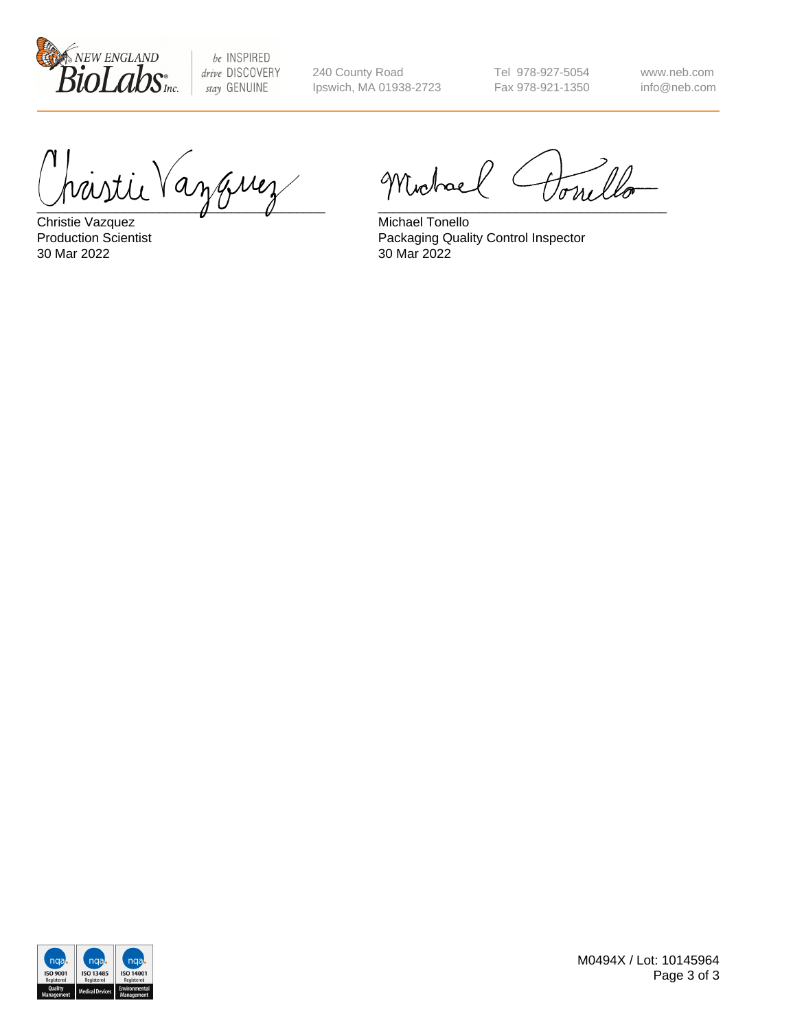Christie Vazquez
Production Scientist
30 Mar 2022

Michael Tonello
Packaging Quality Control Inspector
30 Mar 2022